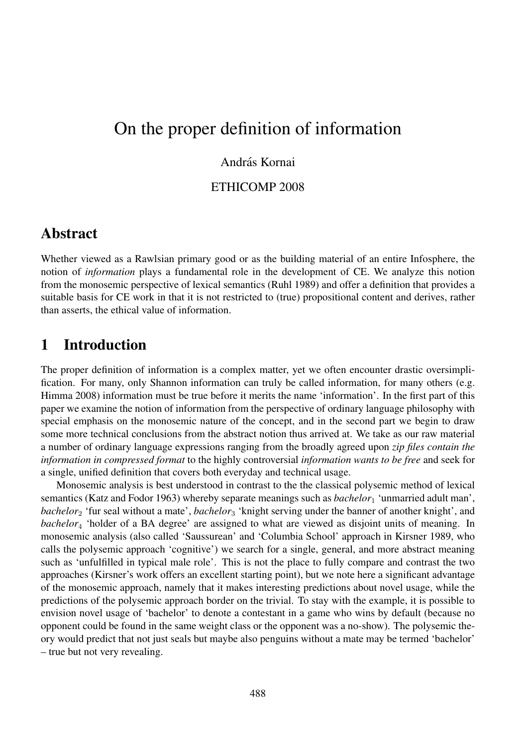# On the proper definition of information

András Kornai

ETHICOMP 2008

## Abstract

Whether viewed as a Rawlsian primary good or as the building material of an entire Infosphere, the notion of *information* plays a fundamental role in the development of CE. We analyze this notion from the monosemic perspective of lexical semantics (Ruhl 1989) and offer a definition that provides a suitable basis for CE work in that it is not restricted to (true) propositional content and derives, rather than asserts, the ethical value of information.

## 1 Introduction

The proper definition of information is a complex matter, yet we often encounter drastic oversimplification. For many, only Shannon information can truly be called information, for many others (e.g. Himma 2008) information must be true before it merits the name 'information'. In the first part of this paper we examine the notion of information from the perspective of ordinary language philosophy with special emphasis on the monosemic nature of the concept, and in the second part we begin to draw some more technical conclusions from the abstract notion thus arrived at. We take as our raw material a number of ordinary language expressions ranging from the broadly agreed upon *zip files contain the information in compressed format* to the highly controversial *information wants to be free* and seek for a single, unified definition that covers both everyday and technical usage.

Monosemic analysis is best understood in contrast to the the classical polysemic method of lexical semantics (Katz and Fodor 1963) whereby separate meanings such as *bachelor*$_1$ 'unmarried adult man', *bachelor*$_2$ 'fur seal without a mate', *bachelor*$_3$ 'knight serving under the banner of another knight', and *bachelor*$_4$ 'holder of a BA degree' are assigned to what are viewed as disjoint units of meaning. In monosemic analysis (also called 'Saussurean' and 'Columbia School' approach in Kirsner 1989, who calls the polysemic approach 'cognitive') we search for a single, general, and more abstract meaning such as 'unfulfilled in typical male role'. This is not the place to fully compare and contrast the two approaches (Kirsner's work offers an excellent starting point), but we note here a significant advantage of the monosemic approach, namely that it makes interesting predictions about novel usage, while the predictions of the polysemic approach border on the trivial. To stay with the example, it is possible to envision novel usage of 'bachelor' to denote a contestant in a game who wins by default (because no opponent could be found in the same weight class or the opponent was a no-show). The polysemic theory would predict that not just seals but maybe also penguins without a mate may be termed 'bachelor' – true but not very revealing.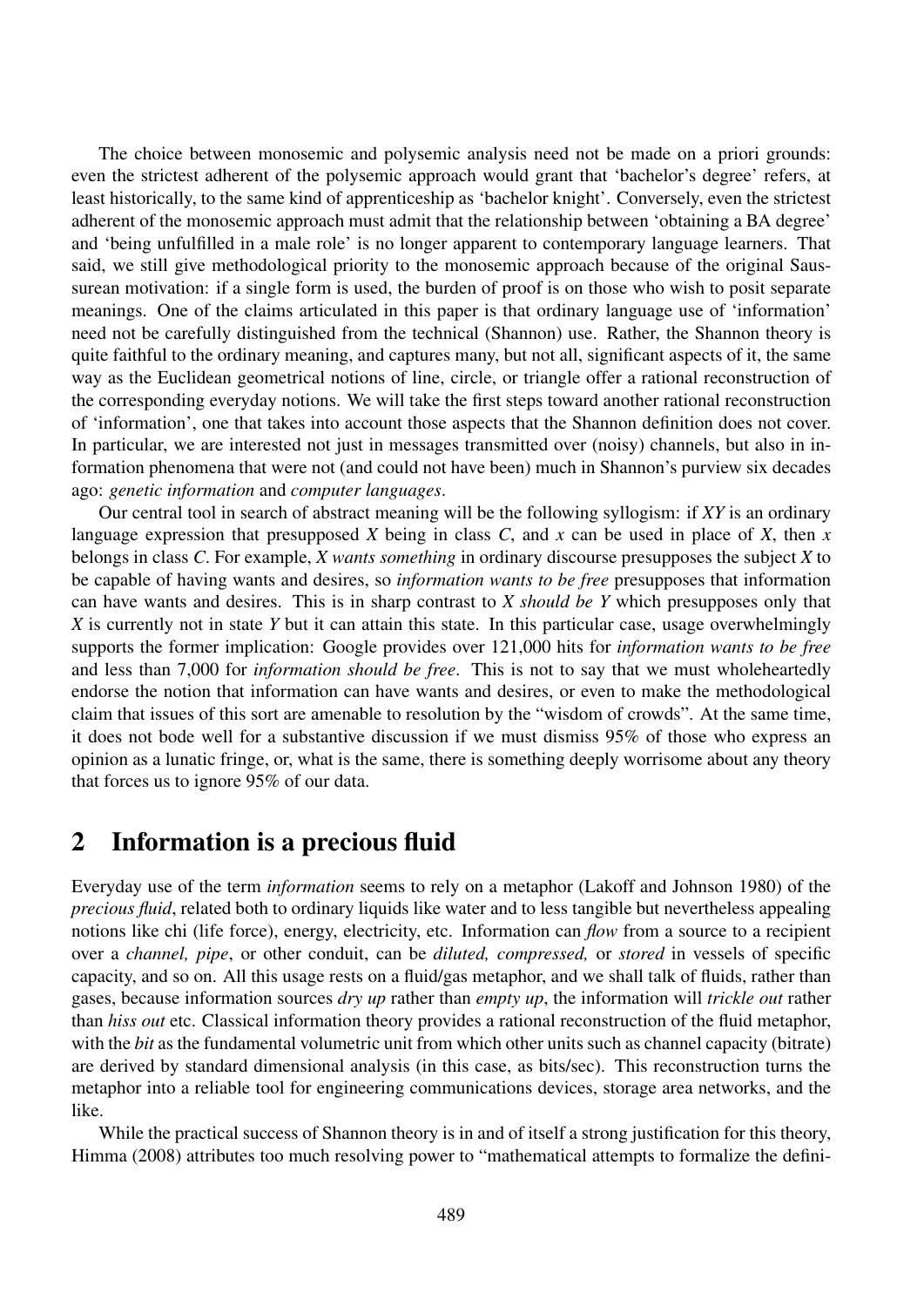The choice between monosemic and polysemic analysis need not be made on a priori grounds: even the strictest adherent of the polysemic approach would grant that 'bachelor's degree' refers, at least historically, to the same kind of apprenticeship as 'bachelor knight'. Conversely, even the strictest adherent of the monosemic approach must admit that the relationship between 'obtaining a BA degree' and 'being unfulfilled in a male role' is no longer apparent to contemporary language learners. That said, we still give methodological priority to the monosemic approach because of the original Saussurean motivation: if a single form is used, the burden of proof is on those who wish to posit separate meanings. One of the claims articulated in this paper is that ordinary language use of 'information' need not be carefully distinguished from the technical (Shannon) use. Rather, the Shannon theory is quite faithful to the ordinary meaning, and captures many, but not all, significant aspects of it, the same way as the Euclidean geometrical notions of line, circle, or triangle offer a rational reconstruction of the corresponding everyday notions. We will take the first steps toward another rational reconstruction of 'information', one that takes into account those aspects that the Shannon definition does not cover. In particular, we are interested not just in messages transmitted over (noisy) channels, but also in information phenomena that were not (and could not have been) much in Shannon's purview six decades ago: *genetic information* and *computer languages*.

Our central tool in search of abstract meaning will be the following syllogism: if *XY* is an ordinary language expression that presupposed *X* being in class *C*, and *x* can be used in place of *X*, then *x* belongs in class *C*. For example, *X wants something* in ordinary discourse presupposes the subject *X* to be capable of having wants and desires, so *information wants to be free* presupposes that information can have wants and desires. This is in sharp contrast to *X should be Y* which presupposes only that *X* is currently not in state *Y* but it can attain this state. In this particular case, usage overwhelmingly supports the former implication: Google provides over 121,000 hits for *information wants to be free* and less than 7,000 for *information should be free*. This is not to say that we must wholeheartedly endorse the notion that information can have wants and desires, or even to make the methodological claim that issues of this sort are amenable to resolution by the "wisdom of crowds". At the same time, it does not bode well for a substantive discussion if we must dismiss 95% of those who express an opinion as a lunatic fringe, or, what is the same, there is something deeply worrisome about any theory that forces us to ignore 95% of our data.

## 2 Information is a precious fluid

Everyday use of the term *information* seems to rely on a metaphor (Lakoff and Johnson 1980) of the *precious fluid*, related both to ordinary liquids like water and to less tangible but nevertheless appealing notions like chi (life force), energy, electricity, etc. Information can *flow* from a source to a recipient over a *channel, pipe*, or other conduit, can be *diluted, compressed,* or *stored* in vessels of specific capacity, and so on. All this usage rests on a fluid/gas metaphor, and we shall talk of fluids, rather than gases, because information sources *dry up* rather than *empty up*, the information will *trickle out* rather than *hiss out* etc. Classical information theory provides a rational reconstruction of the fluid metaphor, with the *bit* as the fundamental volumetric unit from which other units such as channel capacity (bitrate) are derived by standard dimensional analysis (in this case, as bits/sec). This reconstruction turns the metaphor into a reliable tool for engineering communications devices, storage area networks, and the like.

While the practical success of Shannon theory is in and of itself a strong justification for this theory, Himma (2008) attributes too much resolving power to "mathematical attempts to formalize the defini-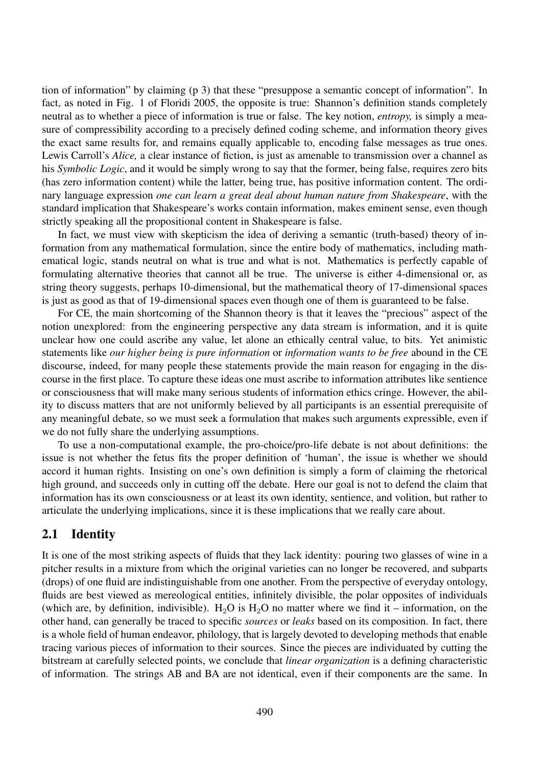tion of information" by claiming (p 3) that these "presuppose a semantic concept of information". In fact, as noted in Fig. 1 of Floridi 2005, the opposite is true: Shannon's definition stands completely neutral as to whether a piece of information is true or false. The key notion, *entropy,* is simply a measure of compressibility according to a precisely defined coding scheme, and information theory gives the exact same results for, and remains equally applicable to, encoding false messages as true ones. Lewis Carroll's *Alice,* a clear instance of fiction, is just as amenable to transmission over a channel as his *Symbolic Logic*, and it would be simply wrong to say that the former, being false, requires zero bits (has zero information content) while the latter, being true, has positive information content. The ordinary language expression *one can learn a great deal about human nature from Shakespeare*, with the standard implication that Shakespeare's works contain information, makes eminent sense, even though strictly speaking all the propositional content in Shakespeare is false.

In fact, we must view with skepticism the idea of deriving a semantic (truth-based) theory of information from any mathematical formulation, since the entire body of mathematics, including mathematical logic, stands neutral on what is true and what is not. Mathematics is perfectly capable of formulating alternative theories that cannot all be true. The universe is either 4-dimensional or, as string theory suggests, perhaps 10-dimensional, but the mathematical theory of 17-dimensional spaces is just as good as that of 19-dimensional spaces even though one of them is guaranteed to be false.

For CE, the main shortcoming of the Shannon theory is that it leaves the "precious" aspect of the notion unexplored: from the engineering perspective any data stream is information, and it is quite unclear how one could ascribe any value, let alone an ethically central value, to bits. Yet animistic statements like *our higher being is pure information* or *information wants to be free* abound in the CE discourse, indeed, for many people these statements provide the main reason for engaging in the discourse in the first place. To capture these ideas one must ascribe to information attributes like sentience or consciousness that will make many serious students of information ethics cringe. However, the ability to discuss matters that are not uniformly believed by all participants is an essential prerequisite of any meaningful debate, so we must seek a formulation that makes such arguments expressible, even if we do not fully share the underlying assumptions.

To use a non-computational example, the pro-choice/pro-life debate is not about definitions: the issue is not whether the fetus fits the proper definition of 'human', the issue is whether we should accord it human rights. Insisting on one's own definition is simply a form of claiming the rhetorical high ground, and succeeds only in cutting off the debate. Here our goal is not to defend the claim that information has its own consciousness or at least its own identity, sentience, and volition, but rather to articulate the underlying implications, since it is these implications that we really care about.

## 2.1 Identity

It is one of the most striking aspects of fluids that they lack identity: pouring two glasses of wine in a pitcher results in a mixture from which the original varieties can no longer be recovered, and subparts (drops) of one fluid are indistinguishable from one another. From the perspective of everyday ontology, fluids are best viewed as mereological entities, infinitely divisible, the polar opposites of individuals (which are, by definition, indivisible). $H_2O$ is $H_2O$ no matter where we find it – information, on the other hand, can generally be traced to specific *sources* or *leaks* based on its composition. In fact, there is a whole field of human endeavor, philology, that is largely devoted to developing methods that enable tracing various pieces of information to their sources. Since the pieces are individuated by cutting the bitstream at carefully selected points, we conclude that *linear organization* is a defining characteristic of information. The strings AB and BA are not identical, even if their components are the same. In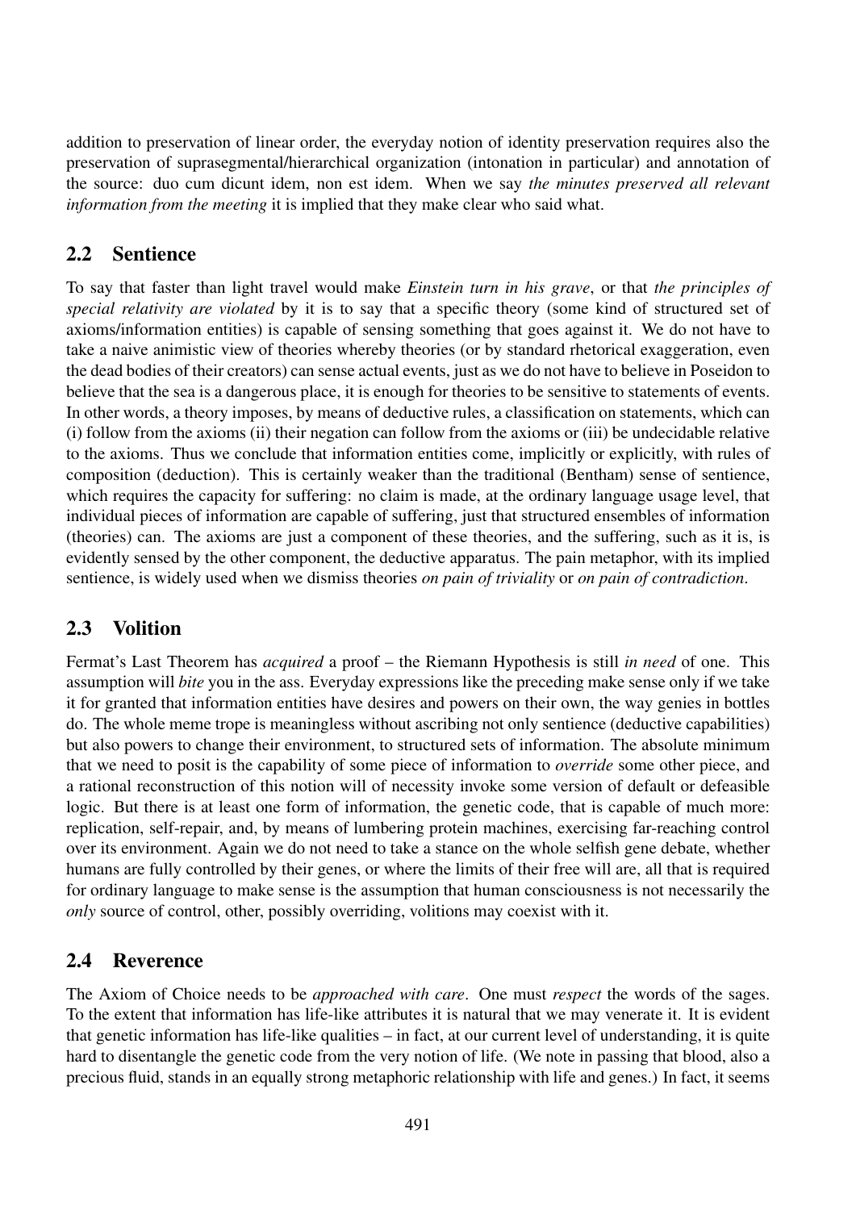addition to preservation of linear order, the everyday notion of identity preservation requires also the preservation of suprasegmental/hierarchical organization (intonation in particular) and annotation of the source: duo cum dicunt idem, non est idem. When we say *the minutes preserved all relevant information from the meeting* it is implied that they make clear who said what.

## 2.2 Sentience

To say that faster than light travel would make *Einstein turn in his grave*, or that *the principles of special relativity are violated* by it is to say that a specific theory (some kind of structured set of axioms/information entities) is capable of sensing something that goes against it. We do not have to take a naive animistic view of theories whereby theories (or by standard rhetorical exaggeration, even the dead bodies of their creators) can sense actual events, just as we do not have to believe in Poseidon to believe that the sea is a dangerous place, it is enough for theories to be sensitive to statements of events. In other words, a theory imposes, by means of deductive rules, a classification on statements, which can (i) follow from the axioms (ii) their negation can follow from the axioms or (iii) be undecidable relative to the axioms. Thus we conclude that information entities come, implicitly or explicitly, with rules of composition (deduction). This is certainly weaker than the traditional (Bentham) sense of sentience, which requires the capacity for suffering: no claim is made, at the ordinary language usage level, that individual pieces of information are capable of suffering, just that structured ensembles of information (theories) can. The axioms are just a component of these theories, and the suffering, such as it is, is evidently sensed by the other component, the deductive apparatus. The pain metaphor, with its implied sentience, is widely used when we dismiss theories *on pain of triviality* or *on pain of contradiction*.

## 2.3 Volition

Fermat's Last Theorem has *acquired* a proof – the Riemann Hypothesis is still *in need* of one. This assumption will *bite* you in the ass. Everyday expressions like the preceding make sense only if we take it for granted that information entities have desires and powers on their own, the way genies in bottles do. The whole meme trope is meaningless without ascribing not only sentience (deductive capabilities) but also powers to change their environment, to structured sets of information. The absolute minimum that we need to posit is the capability of some piece of information to *override* some other piece, and a rational reconstruction of this notion will of necessity invoke some version of default or defeasible logic. But there is at least one form of information, the genetic code, that is capable of much more: replication, self-repair, and, by means of lumbering protein machines, exercising far-reaching control over its environment. Again we do not need to take a stance on the whole selfish gene debate, whether humans are fully controlled by their genes, or where the limits of their free will are, all that is required for ordinary language to make sense is the assumption that human consciousness is not necessarily the *only* source of control, other, possibly overriding, volitions may coexist with it.

## 2.4 Reverence

The Axiom of Choice needs to be *approached with care*. One must *respect* the words of the sages. To the extent that information has life-like attributes it is natural that we may venerate it. It is evident that genetic information has life-like qualities – in fact, at our current level of understanding, it is quite hard to disentangle the genetic code from the very notion of life. (We note in passing that blood, also a precious fluid, stands in an equally strong metaphoric relationship with life and genes.) In fact, it seems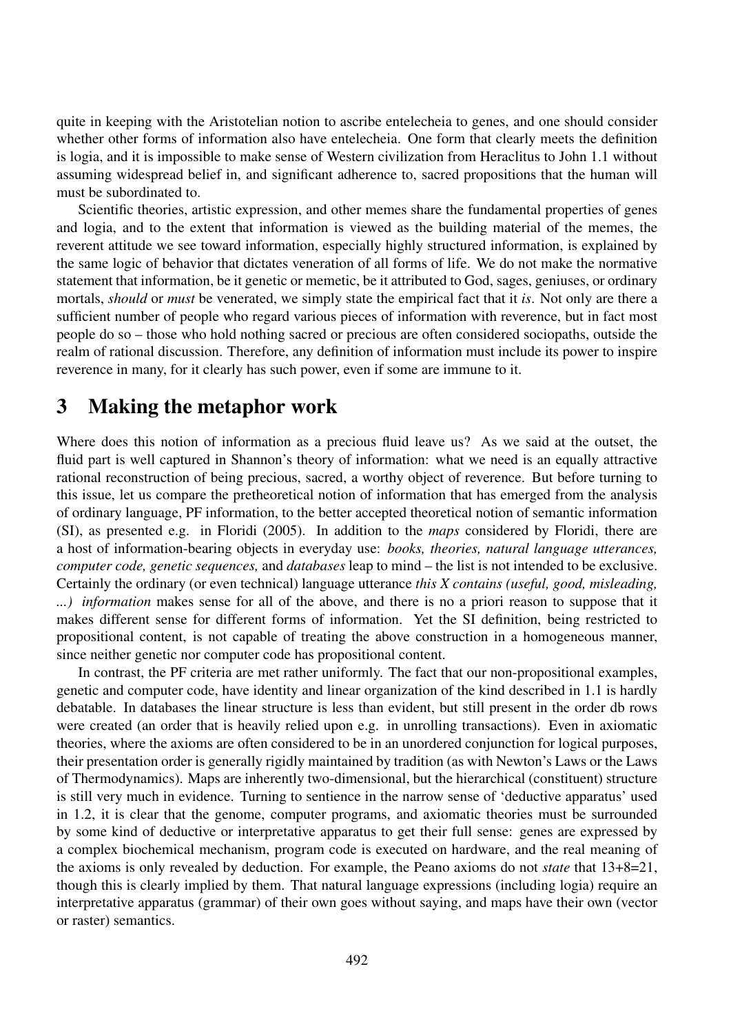quite in keeping with the Aristotelian notion to ascribe entelecheia to genes, and one should consider whether other forms of information also have entelecheia. One form that clearly meets the definition is logia, and it is impossible to make sense of Western civilization from Heraclitus to John 1.1 without assuming widespread belief in, and significant adherence to, sacred propositions that the human will must be subordinated to.

Scientific theories, artistic expression, and other memes share the fundamental properties of genes and logia, and to the extent that information is viewed as the building material of the memes, the reverent attitude we see toward information, especially highly structured information, is explained by the same logic of behavior that dictates veneration of all forms of life. We do not make the normative statement that information, be it genetic or memetic, be it attributed to God, sages, geniuses, or ordinary mortals, *should* or *must* be venerated, we simply state the empirical fact that it *is*. Not only are there a sufficient number of people who regard various pieces of information with reverence, but in fact most people do so – those who hold nothing sacred or precious are often considered sociopaths, outside the realm of rational discussion. Therefore, any definition of information must include its power to inspire reverence in many, for it clearly has such power, even if some are immune to it.

# 3 Making the metaphor work

Where does this notion of information as a precious fluid leave us? As we said at the outset, the fluid part is well captured in Shannon's theory of information: what we need is an equally attractive rational reconstruction of being precious, sacred, a worthy object of reverence. But before turning to this issue, let us compare the pretheoretical notion of information that has emerged from the analysis of ordinary language, PF information, to the better accepted theoretical notion of semantic information (SI), as presented e.g. in Floridi (2005). In addition to the *maps* considered by Floridi, there are a host of information-bearing objects in everyday use: *books, theories, natural language utterances, computer code, genetic sequences,* and *databases* leap to mind – the list is not intended to be exclusive. Certainly the ordinary (or even technical) language utterance *this X contains (useful, good, misleading, ...) information* makes sense for all of the above, and there is no a priori reason to suppose that it makes different sense for different forms of information. Yet the SI definition, being restricted to propositional content, is not capable of treating the above construction in a homogeneous manner, since neither genetic nor computer code has propositional content.

In contrast, the PF criteria are met rather uniformly. The fact that our non-propositional examples, genetic and computer code, have identity and linear organization of the kind described in 1.1 is hardly debatable. In databases the linear structure is less than evident, but still present in the order db rows were created (an order that is heavily relied upon e.g. in unrolling transactions). Even in axiomatic theories, where the axioms are often considered to be in an unordered conjunction for logical purposes, their presentation order is generally rigidly maintained by tradition (as with Newton's Laws or the Laws of Thermodynamics). Maps are inherently two-dimensional, but the hierarchical (constituent) structure is still very much in evidence. Turning to sentience in the narrow sense of 'deductive apparatus' used in 1.2, it is clear that the genome, computer programs, and axiomatic theories must be surrounded by some kind of deductive or interpretative apparatus to get their full sense: genes are expressed by a complex biochemical mechanism, program code is executed on hardware, and the real meaning of the axioms is only revealed by deduction. For example, the Peano axioms do not *state* that 13+8=21, though this is clearly implied by them. That natural language expressions (including logia) require an interpretative apparatus (grammar) of their own goes without saying, and maps have their own (vector or raster) semantics.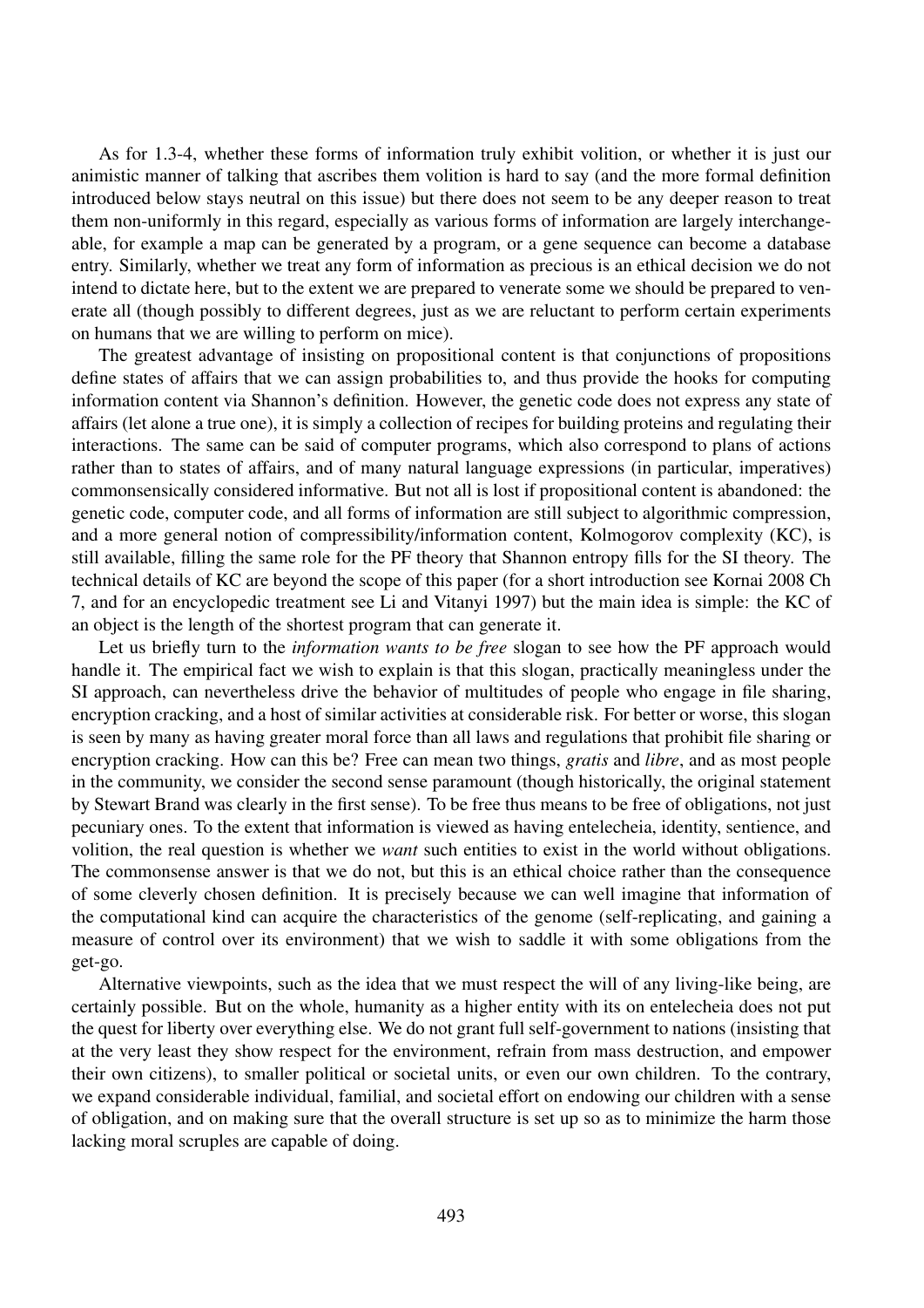As for 1.3-4, whether these forms of information truly exhibit volition, or whether it is just our animistic manner of talking that ascribes them volition is hard to say (and the more formal definition introduced below stays neutral on this issue) but there does not seem to be any deeper reason to treat them non-uniformly in this regard, especially as various forms of information are largely interchangeable, for example a map can be generated by a program, or a gene sequence can become a database entry. Similarly, whether we treat any form of information as precious is an ethical decision we do not intend to dictate here, but to the extent we are prepared to venerate some we should be prepared to venerate all (though possibly to different degrees, just as we are reluctant to perform certain experiments on humans that we are willing to perform on mice).

The greatest advantage of insisting on propositional content is that conjunctions of propositions define states of affairs that we can assign probabilities to, and thus provide the hooks for computing information content via Shannon's definition. However, the genetic code does not express any state of affairs (let alone a true one), it is simply a collection of recipes for building proteins and regulating their interactions. The same can be said of computer programs, which also correspond to plans of actions rather than to states of affairs, and of many natural language expressions (in particular, imperatives) commonsensically considered informative. But not all is lost if propositional content is abandoned: the genetic code, computer code, and all forms of information are still subject to algorithmic compression, and a more general notion of compressibility/information content, Kolmogorov complexity (KC), is still available, filling the same role for the PF theory that Shannon entropy fills for the SI theory. The technical details of KC are beyond the scope of this paper (for a short introduction see Kornai 2008 Ch 7, and for an encyclopedic treatment see Li and Vitanyi 1997) but the main idea is simple: the KC of an object is the length of the shortest program that can generate it.

Let us briefly turn to the *information wants to be free* slogan to see how the PF approach would handle it. The empirical fact we wish to explain is that this slogan, practically meaningless under the SI approach, can nevertheless drive the behavior of multitudes of people who engage in file sharing, encryption cracking, and a host of similar activities at considerable risk. For better or worse, this slogan is seen by many as having greater moral force than all laws and regulations that prohibit file sharing or encryption cracking. How can this be? Free can mean two things, *gratis* and *libre*, and as most people in the community, we consider the second sense paramount (though historically, the original statement by Stewart Brand was clearly in the first sense). To be free thus means to be free of obligations, not just pecuniary ones. To the extent that information is viewed as having entelecheia, identity, sentience, and volition, the real question is whether we *want* such entities to exist in the world without obligations. The commonsense answer is that we do not, but this is an ethical choice rather than the consequence of some cleverly chosen definition. It is precisely because we can well imagine that information of the computational kind can acquire the characteristics of the genome (self-replicating, and gaining a measure of control over its environment) that we wish to saddle it with some obligations from the get-go.

Alternative viewpoints, such as the idea that we must respect the will of any living-like being, are certainly possible. But on the whole, humanity as a higher entity with its on entelecheia does not put the quest for liberty over everything else. We do not grant full self-government to nations (insisting that at the very least they show respect for the environment, refrain from mass destruction, and empower their own citizens), to smaller political or societal units, or even our own children. To the contrary, we expand considerable individual, familial, and societal effort on endowing our children with a sense of obligation, and on making sure that the overall structure is set up so as to minimize the harm those lacking moral scruples are capable of doing.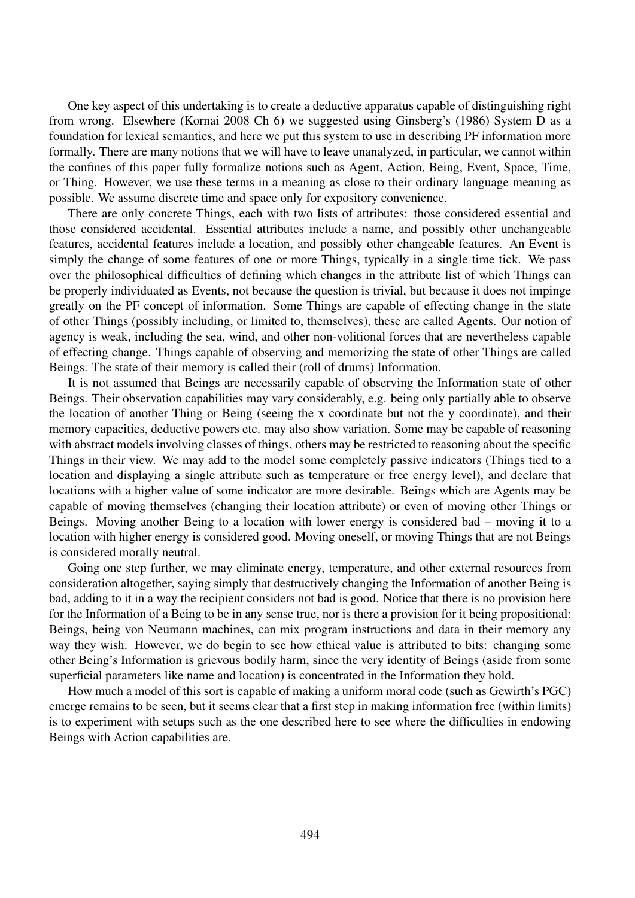One key aspect of this undertaking is to create a deductive apparatus capable of distinguishing right from wrong. Elsewhere (Kornai 2008 Ch 6) we suggested using Ginsberg's (1986) System D as a foundation for lexical semantics, and here we put this system to use in describing PF information more formally. There are many notions that we will have to leave unanalyzed, in particular, we cannot within the confines of this paper fully formalize notions such as Agent, Action, Being, Event, Space, Time, or Thing. However, we use these terms in a meaning as close to their ordinary language meaning as possible. We assume discrete time and space only for expository convenience.

There are only concrete Things, each with two lists of attributes: those considered essential and those considered accidental. Essential attributes include a name, and possibly other unchangeable features, accidental features include a location, and possibly other changeable features. An Event is simply the change of some features of one or more Things, typically in a single time tick. We pass over the philosophical difficulties of defining which changes in the attribute list of which Things can be properly individuated as Events, not because the question is trivial, but because it does not impinge greatly on the PF concept of information. Some Things are capable of effecting change in the state of other Things (possibly including, or limited to, themselves), these are called Agents. Our notion of agency is weak, including the sea, wind, and other non-volitional forces that are nevertheless capable of effecting change. Things capable of observing and memorizing the state of other Things are called Beings. The state of their memory is called their (roll of drums) Information.

It is not assumed that Beings are necessarily capable of observing the Information state of other Beings. Their observation capabilities may vary considerably, e.g. being only partially able to observe the location of another Thing or Being (seeing the x coordinate but not the y coordinate), and their memory capacities, deductive powers etc. may also show variation. Some may be capable of reasoning with abstract models involving classes of things, others may be restricted to reasoning about the specific Things in their view. We may add to the model some completely passive indicators (Things tied to a location and displaying a single attribute such as temperature or free energy level), and declare that locations with a higher value of some indicator are more desirable. Beings which are Agents may be capable of moving themselves (changing their location attribute) or even of moving other Things or Beings. Moving another Being to a location with lower energy is considered bad – moving it to a location with higher energy is considered good. Moving oneself, or moving Things that are not Beings is considered morally neutral.

Going one step further, we may eliminate energy, temperature, and other external resources from consideration altogether, saying simply that destructively changing the Information of another Being is bad, adding to it in a way the recipient considers not bad is good. Notice that there is no provision here for the Information of a Being to be in any sense true, nor is there a provision for it being propositional: Beings, being von Neumann machines, can mix program instructions and data in their memory any way they wish. However, we do begin to see how ethical value is attributed to bits: changing some other Being's Information is grievous bodily harm, since the very identity of Beings (aside from some superficial parameters like name and location) is concentrated in the Information they hold.

How much a model of this sort is capable of making a uniform moral code (such as Gewirth's PGC) emerge remains to be seen, but it seems clear that a first step in making information free (within limits) is to experiment with setups such as the one described here to see where the difficulties in endowing Beings with Action capabilities are.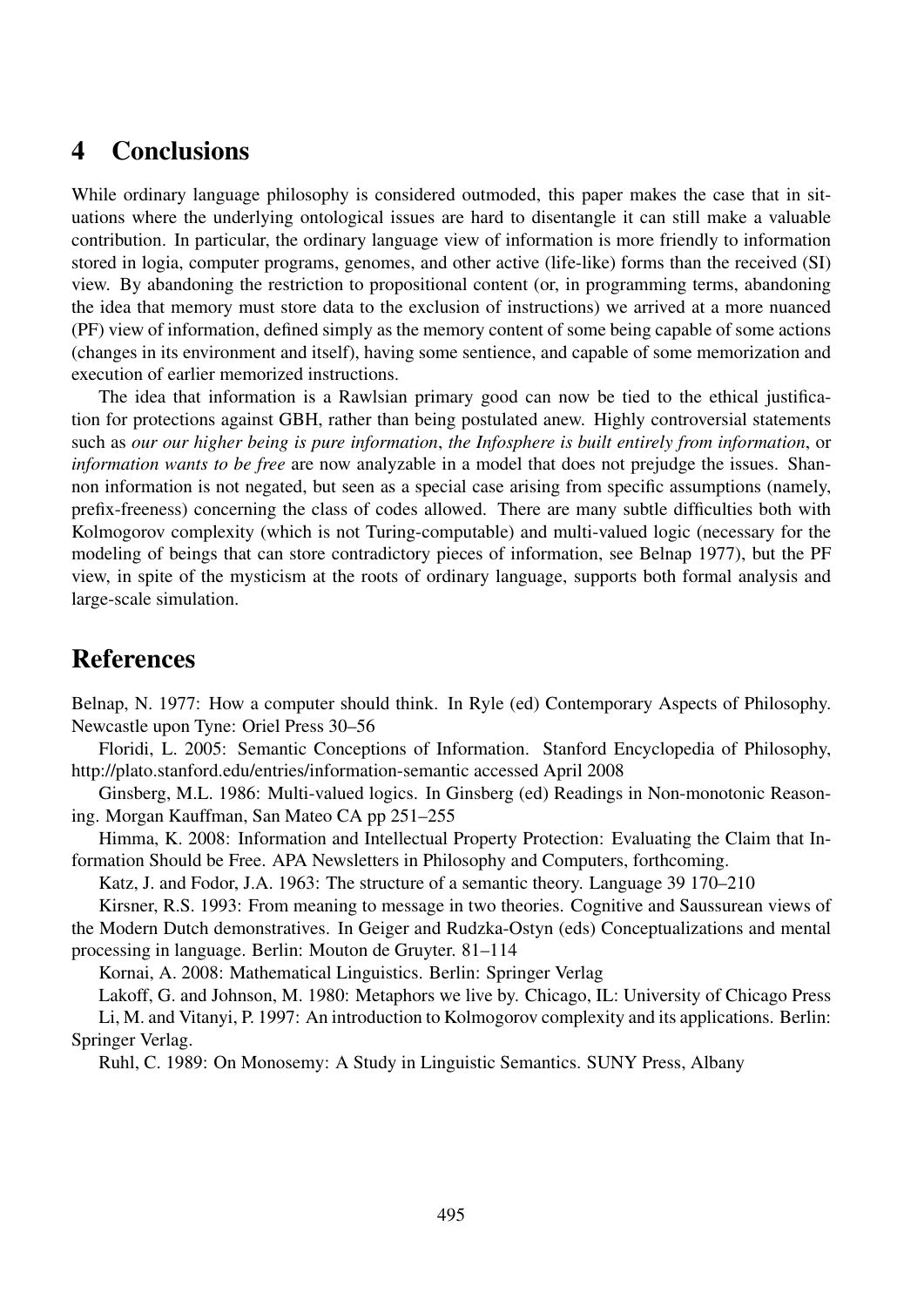## 4 Conclusions

While ordinary language philosophy is considered outmoded, this paper makes the case that in situations where the underlying ontological issues are hard to disentangle it can still make a valuable contribution. In particular, the ordinary language view of information is more friendly to information stored in logia, computer programs, genomes, and other active (life-like) forms than the received (SI) view. By abandoning the restriction to propositional content (or, in programming terms, abandoning the idea that memory must store data to the exclusion of instructions) we arrived at a more nuanced (PF) view of information, defined simply as the memory content of some being capable of some actions (changes in its environment and itself), having some sentience, and capable of some memorization and execution of earlier memorized instructions.

The idea that information is a Rawlsian primary good can now be tied to the ethical justification for protections against GBH, rather than being postulated anew. Highly controversial statements such as *our our higher being is pure information*, *the Infosphere is built entirely from information*, or *information wants to be free* are now analyzable in a model that does not prejudge the issues. Shannon information is not negated, but seen as a special case arising from specific assumptions (namely, prefix-freeness) concerning the class of codes allowed. There are many subtle difficulties both with Kolmogorov complexity (which is not Turing-computable) and multi-valued logic (necessary for the modeling of beings that can store contradictory pieces of information, see Belnap 1977), but the PF view, in spite of the mysticism at the roots of ordinary language, supports both formal analysis and large-scale simulation.

## References

Belnap, N. 1977: How a computer should think. In Ryle (ed) Contemporary Aspects of Philosophy. Newcastle upon Tyne: Oriel Press 30–56

Floridi, L. 2005: Semantic Conceptions of Information. Stanford Encyclopedia of Philosophy, http://plato.stanford.edu/entries/information-semantic accessed April 2008

Ginsberg, M.L. 1986: Multi-valued logics. In Ginsberg (ed) Readings in Non-monotonic Reasoning. Morgan Kauffman, San Mateo CA pp 251–255

Himma, K. 2008: Information and Intellectual Property Protection: Evaluating the Claim that Information Should be Free. APA Newsletters in Philosophy and Computers, forthcoming.

Katz, J. and Fodor, J.A. 1963: The structure of a semantic theory. Language 39 170–210

Kirsner, R.S. 1993: From meaning to message in two theories. Cognitive and Saussurean views of the Modern Dutch demonstratives. In Geiger and Rudzka-Ostyn (eds) Conceptualizations and mental processing in language. Berlin: Mouton de Gruyter. 81–114

Kornai, A. 2008: Mathematical Linguistics. Berlin: Springer Verlag

Lakoff, G. and Johnson, M. 1980: Metaphors we live by. Chicago, IL: University of Chicago Press

Li, M. and Vitanyi, P. 1997: An introduction to Kolmogorov complexity and its applications. Berlin: Springer Verlag.

Ruhl, C. 1989: On Monosemy: A Study in Linguistic Semantics. SUNY Press, Albany